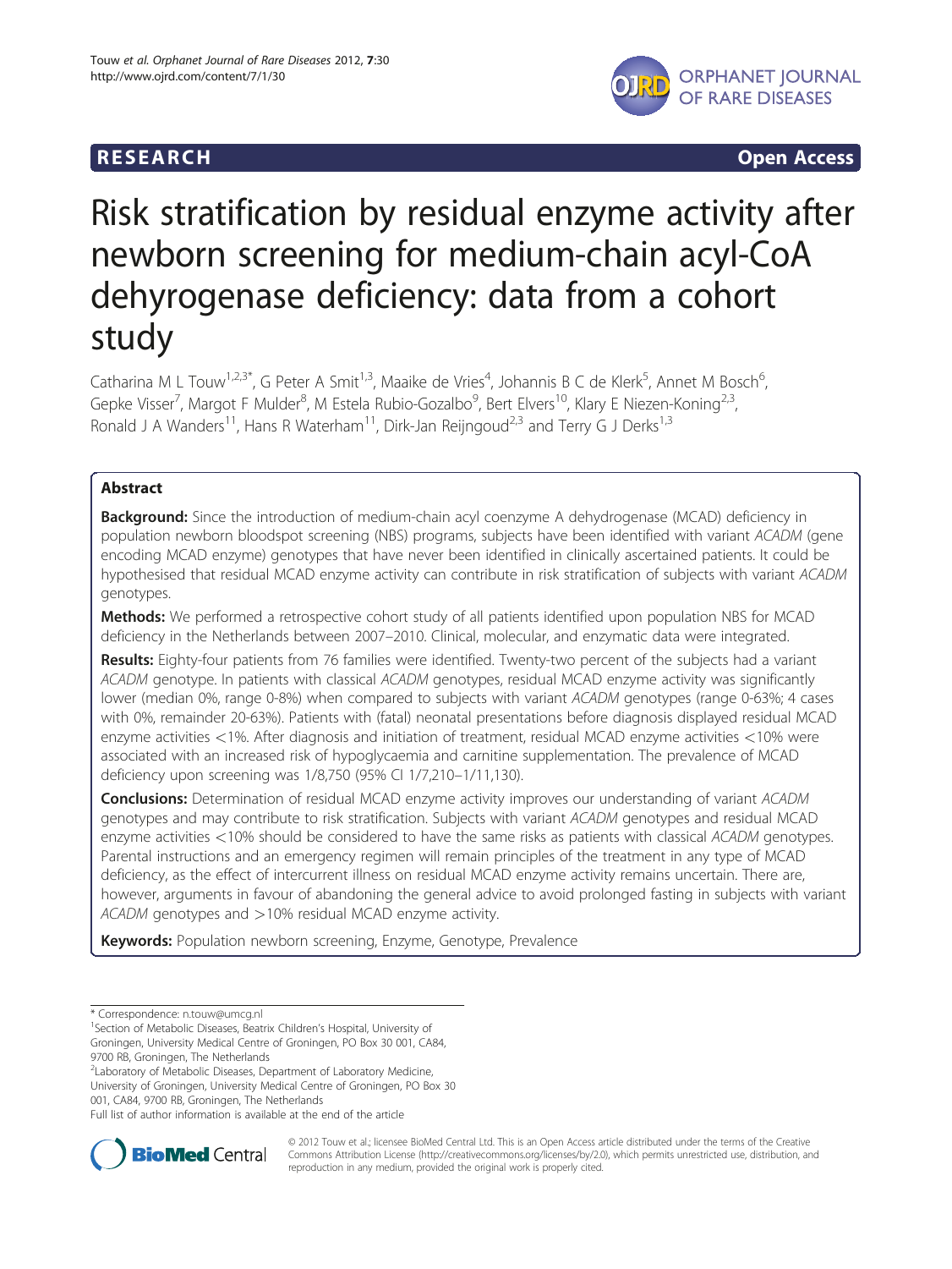**RESEARCH** **Open Access**

# Risk stratification by residual enzyme activity after newborn screening for medium-chain acyl-CoA dehyrogenase deficiency: data from a cohort study

Catharina M L Touw[1,2,3*], G Peter A Smit[1,3], Maaike de Vries[4], Johannis B C de Klerk[5], Annet M Bosch[6], Gepke Visser[7], Margot F Mulder[8], M Estela Rubio-Gozalbo[9], Bert Elvers[10], Klary E Niezen-Koning[2,3], Ronald J A Wanders[11], Hans R Waterham[11], Dirk-Jan Reijngoud[2,3] and Terry G J Derks[1,3]

## Abstract

**Background:** Since the introduction of medium-chain acyl coenzyme A dehydrogenase (MCAD) deficiency in population newborn bloodspot screening (NBS) programs, subjects have been identified with variant *ACADM* (gene encoding MCAD enzyme) genotypes that have never been identified in clinically ascertained patients. It could be hypothesised that residual MCAD enzyme activity can contribute in risk stratification of subjects with variant *ACADM* genotypes.

**Methods:** We performed a retrospective cohort study of all patients identified upon population NBS for MCAD deficiency in the Netherlands between 2007–2010. Clinical, molecular, and enzymatic data were integrated.

**Results:** Eighty-four patients from 76 families were identified. Twenty-two percent of the subjects had a variant *ACADM* genotype. In patients with classical *ACADM* genotypes, residual MCAD enzyme activity was significantly lower (median 0%, range 0-8%) when compared to subjects with variant *ACADM* genotypes (range 0-63%; 4 cases with 0%, remainder 20-63%). Patients with (fatal) neonatal presentations before diagnosis displayed residual MCAD enzyme activities <1%. After diagnosis and initiation of treatment, residual MCAD enzyme activities <10% were associated with an increased risk of hypoglycaemia and carnitine supplementation. The prevalence of MCAD deficiency upon screening was 1/8,750 (95% CI 1/7,210–1/11,130).

**Conclusions:** Determination of residual MCAD enzyme activity improves our understanding of variant *ACADM* genotypes and may contribute to risk stratification. Subjects with variant *ACADM* genotypes and residual MCAD enzyme activities <10% should be considered to have the same risks as patients with classical *ACADM* genotypes. Parental instructions and an emergency regimen will remain principles of the treatment in any type of MCAD deficiency, as the effect of intercurrent illness on residual MCAD enzyme activity remains uncertain. There are, however, arguments in favour of abandoning the general advice to avoid prolonged fasting in subjects with variant *ACADM* genotypes and >10% residual MCAD enzyme activity.

**Keywords:** Population newborn screening, Enzyme, Genotype, Prevalence

---

\* Correspondence: n.touw@umcg.nl
[1]Section of Metabolic Diseases, Beatrix Children's Hospital, University of Groningen, University Medical Centre of Groningen, PO Box 30 001, CA84, 9700 RB, Groningen, The Netherlands
[2]Laboratory of Metabolic Diseases, Department of Laboratory Medicine, University of Groningen, University Medical Centre of Groningen, PO Box 30 001, CA84, 9700 RB, Groningen, The Netherlands
Full list of author information is available at the end of the article

© 2012 Touw et al.; licensee BioMed Central Ltd. This is an Open Access article distributed under the terms of the Creative Commons Attribution License (http://creativecommons.org/licenses/by/2.0), which permits unrestricted use, distribution, and reproduction in any medium, provided the original work is properly cited.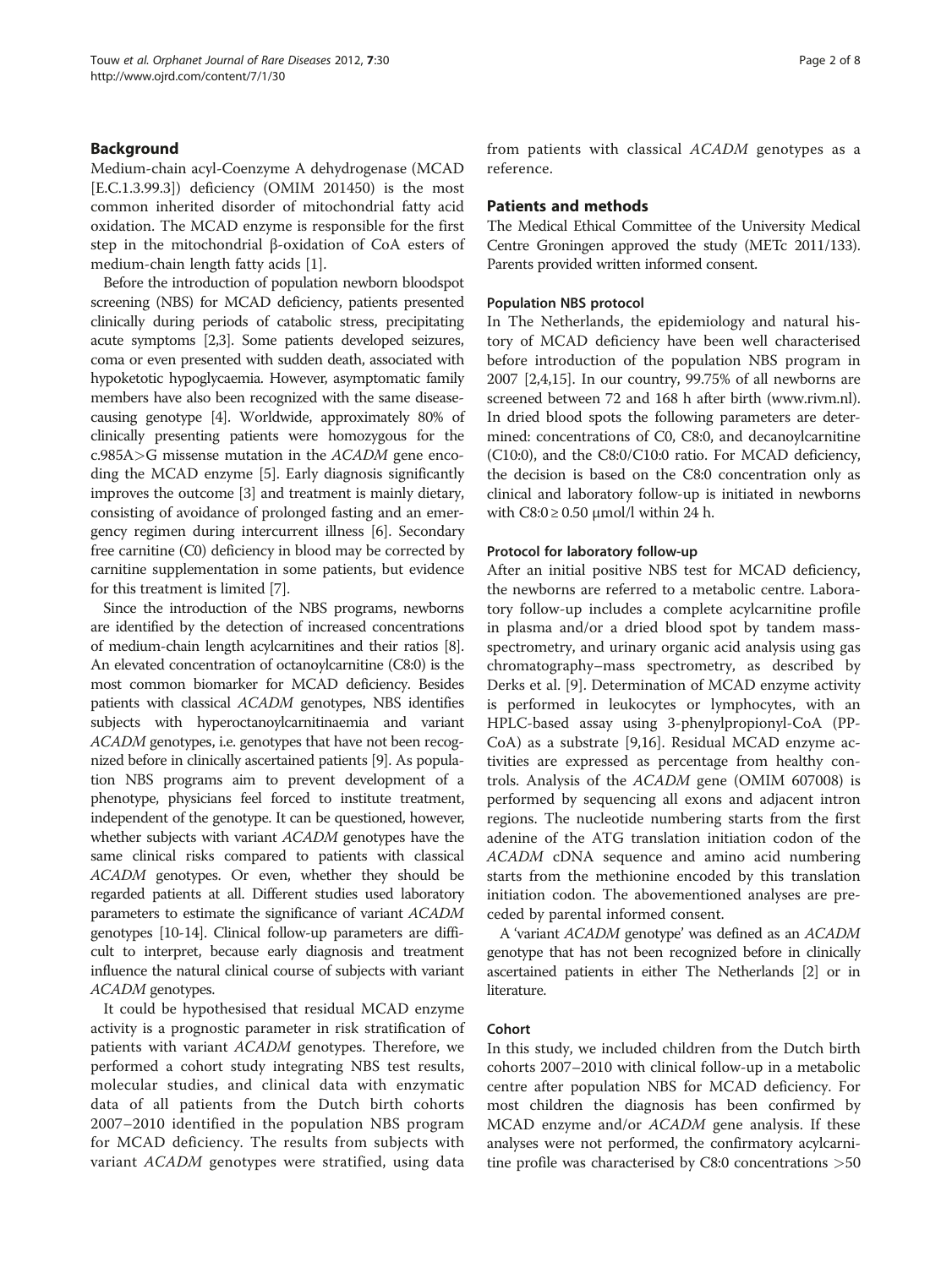## Background

Medium-chain acyl-Coenzyme A dehydrogenase (MCAD [E.C.1.3.99.3]) deficiency (OMIM 201450) is the most common inherited disorder of mitochondrial fatty acid oxidation. The MCAD enzyme is responsible for the first step in the mitochondrial β-oxidation of CoA esters of medium-chain length fatty acids [1].

Before the introduction of population newborn bloodspot screening (NBS) for MCAD deficiency, patients presented clinically during periods of catabolic stress, precipitating acute symptoms [2,3]. Some patients developed seizures, coma or even presented with sudden death, associated with hypoketotic hypoglycaemia. However, asymptomatic family members have also been recognized with the same disease-causing genotype [4]. Worldwide, approximately 80% of clinically presenting patients were homozygous for the c.985A>G missense mutation in the *ACADM* gene encoding the MCAD enzyme [5]. Early diagnosis significantly improves the outcome [3] and treatment is mainly dietary, consisting of avoidance of prolonged fasting and an emergency regimen during intercurrent illness [6]. Secondary free carnitine (C0) deficiency in blood may be corrected by carnitine supplementation in some patients, but evidence for this treatment is limited [7].

Since the introduction of the NBS programs, newborns are identified by the detection of increased concentrations of medium-chain length acylcarnitines and their ratios [8]. An elevated concentration of octanoylcarnitine (C8:0) is the most common biomarker for MCAD deficiency. Besides patients with classical *ACADM* genotypes, NBS identifies subjects with hyperoctanoylcarnitinaemia and variant *ACADM* genotypes, i.e. genotypes that have not been recognized before in clinically ascertained patients [9]. As population NBS programs aim to prevent development of a phenotype, physicians feel forced to institute treatment, independent of the genotype. It can be questioned, however, whether subjects with variant *ACADM* genotypes have the same clinical risks compared to patients with classical *ACADM* genotypes. Or even, whether they should be regarded patients at all. Different studies used laboratory parameters to estimate the significance of variant *ACADM* genotypes [10-14]. Clinical follow-up parameters are difficult to interpret, because early diagnosis and treatment influence the natural clinical course of subjects with variant *ACADM* genotypes.

It could be hypothesised that residual MCAD enzyme activity is a prognostic parameter in risk stratification of patients with variant *ACADM* genotypes. Therefore, we performed a cohort study integrating NBS test results, molecular studies, and clinical data with enzymatic data of all patients from the Dutch birth cohorts 2007–2010 identified in the population NBS program for MCAD deficiency. The results from subjects with variant *ACADM* genotypes were stratified, using data from patients with classical *ACADM* genotypes as a reference.

## Patients and methods

The Medical Ethical Committee of the University Medical Centre Groningen approved the study (METc 2011/133). Parents provided written informed consent.

### Population NBS protocol

In The Netherlands, the epidemiology and natural history of MCAD deficiency have been well characterised before introduction of the population NBS program in 2007 [2,4,15]. In our country, 99.75% of all newborns are screened between 72 and 168 h after birth (www.rivm.nl). In dried blood spots the following parameters are determined: concentrations of C0, C8:0, and decanoylcarnitine (C10:0), and the C8:0/C10:0 ratio. For MCAD deficiency, the decision is based on the C8:0 concentration only as clinical and laboratory follow-up is initiated in newborns with C8:0 ≥ 0.50 μmol/l within 24 h.

### Protocol for laboratory follow-up

After an initial positive NBS test for MCAD deficiency, the newborns are referred to a metabolic centre. Laboratory follow-up includes a complete acylcarnitine profile in plasma and/or a dried blood spot by tandem mass-spectrometry, and urinary organic acid analysis using gas chromatography–mass spectrometry, as described by Derks et al. [9]. Determination of MCAD enzyme activity is performed in leukocytes or lymphocytes, with an HPLC-based assay using 3-phenylpropionyl-CoA (PP-CoA) as a substrate [9,16]. Residual MCAD enzyme activities are expressed as percentage from healthy controls. Analysis of the *ACADM* gene (OMIM 607008) is performed by sequencing all exons and adjacent intron regions. The nucleotide numbering starts from the first adenine of the ATG translation initiation codon of the *ACADM* cDNA sequence and amino acid numbering starts from the methionine encoded by this translation initiation codon. The abovementioned analyses are preceded by parental informed consent.

A 'variant *ACADM* genotype' was defined as an *ACADM* genotype that has not been recognized before in clinically ascertained patients in either The Netherlands [2] or in literature.

### Cohort

In this study, we included children from the Dutch birth cohorts 2007–2010 with clinical follow-up in a metabolic centre after population NBS for MCAD deficiency. For most children the diagnosis has been confirmed by MCAD enzyme and/or *ACADM* gene analysis. If these analyses were not performed, the confirmatory acylcarnitine profile was characterised by C8:0 concentrations >50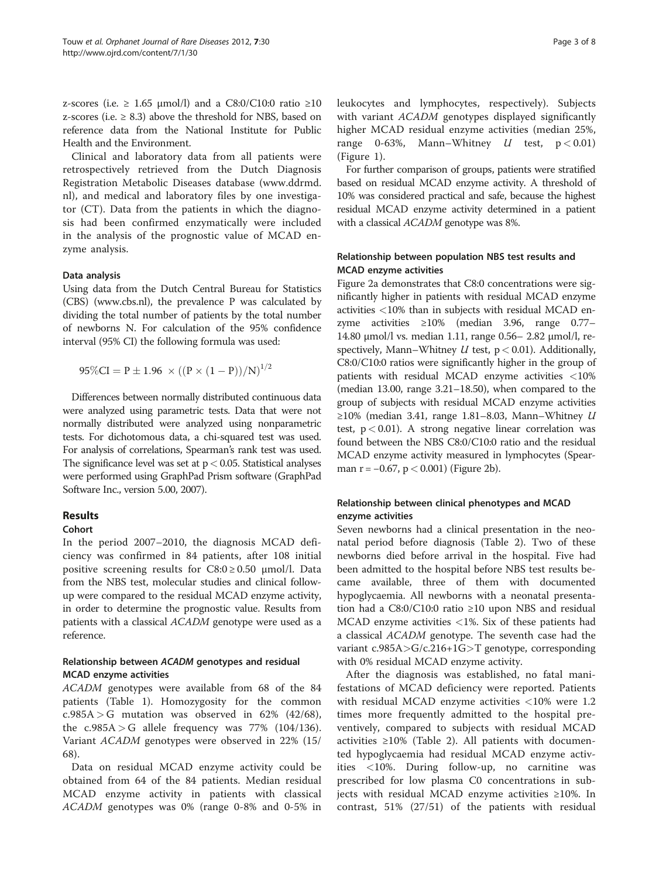z-scores (i.e. ≥ 1.65 μmol/l) and a C8:0/C10:0 ratio ≥10 z-scores (i.e. ≥ 8.3) above the threshold for NBS, based on reference data from the National Institute for Public Health and the Environment.

Clinical and laboratory data from all patients were retrospectively retrieved from the Dutch Diagnosis Registration Metabolic Diseases database (www.ddrmd.nl), and medical and laboratory files by one investigator (CT). Data from the patients in which the diagnosis had been confirmed enzymatically were included in the analysis of the prognostic value of MCAD enzyme analysis.

### Data analysis

Using data from the Dutch Central Bureau for Statistics (CBS) (www.cbs.nl), the prevalence P was calculated by dividing the total number of patients by the total number of newborns N. For calculation of the 95% confidence interval (95% CI) the following formula was used:

$$95\%\mathrm{CI} = \mathrm{P} \pm 1.96 \times ((\mathrm{P} \times (1-\mathrm{P}))/\mathrm{N})^{1/2}$$

Differences between normally distributed continuous data were analyzed using parametric tests. Data that were not normally distributed were analyzed using nonparametric tests. For dichotomous data, a chi-squared test was used. For analysis of correlations, Spearman's rank test was used. The significance level was set at $p < 0.05$. Statistical analyses were performed using GraphPad Prism software (GraphPad Software Inc., version 5.00, 2007).

## Results

### Cohort

In the period 2007–2010, the diagnosis MCAD deficiency was confirmed in 84 patients, after 108 initial positive screening results for C8:0 ≥ 0.50 μmol/l. Data from the NBS test, molecular studies and clinical follow-up were compared to the residual MCAD enzyme activity, in order to determine the prognostic value. Results from patients with a classical *ACADM* genotype were used as a reference.

### Relationship between *ACADM* genotypes and residual MCAD enzyme activities

*ACADM* genotypes were available from 68 of the 84 patients (Table 1). Homozygosity for the common c.985A > G mutation was observed in 62% (42/68), the c.985A > G allele frequency was 77% (104/136). Variant *ACADM* genotypes were observed in 22% (15/68).

Data on residual MCAD enzyme activity could be obtained from 64 of the 84 patients. Median residual MCAD enzyme activity in patients with classical *ACADM* genotypes was 0% (range 0-8% and 0-5% in leukocytes and lymphocytes, respectively). Subjects with variant *ACADM* genotypes displayed significantly higher MCAD residual enzyme activities (median 25%, range 0-63%, Mann–Whitney *U* test, $p < 0.01$) (Figure 1).

For further comparison of groups, patients were stratified based on residual MCAD enzyme activity. A threshold of 10% was considered practical and safe, because the highest residual MCAD enzyme activity determined in a patient with a classical *ACADM* genotype was 8%.

### Relationship between population NBS test results and MCAD enzyme activities

Figure 2a demonstrates that C8:0 concentrations were significantly higher in patients with residual MCAD enzyme activities <10% than in subjects with residual MCAD enzyme activities ≥10% (median 3.96, range 0.77–14.80 μmol/l vs. median 1.11, range 0.56– 2.82 μmol/l, respectively, Mann–Whitney *U* test, $p < 0.01$). Additionally, C8:0/C10:0 ratios were significantly higher in the group of patients with residual MCAD enzyme activities <10% (median 13.00, range 3.21–18.50), when compared to the group of subjects with residual MCAD enzyme activities ≥10% (median 3.41, range 1.81–8.03, Mann–Whitney *U* test, $p < 0.01$). A strong negative linear correlation was found between the NBS C8:0/C10:0 ratio and the residual MCAD enzyme activity measured in lymphocytes (Spearman r = −0.67, $p < 0.001$) (Figure 2b).

### Relationship between clinical phenotypes and MCAD enzyme activities

Seven newborns had a clinical presentation in the neonatal period before diagnosis (Table 2). Two of these newborns died before arrival in the hospital. Five had been admitted to the hospital before NBS test results became available, three of them with documented hypoglycaemia. All newborns with a neonatal presentation had a C8:0/C10:0 ratio ≥10 upon NBS and residual MCAD enzyme activities <1%. Six of these patients had a classical *ACADM* genotype. The seventh case had the variant c.985A>G/c.216+1G>T genotype, corresponding with 0% residual MCAD enzyme activity.

After the diagnosis was established, no fatal manifestations of MCAD deficiency were reported. Patients with residual MCAD enzyme activities <10% were 1.2 times more frequently admitted to the hospital preventively, compared to subjects with residual MCAD activities ≥10% (Table 2). All patients with documented hypoglycaemia had residual MCAD enzyme activities <10%. During follow-up, no carnitine was prescribed for low plasma C0 concentrations in subjects with residual MCAD enzyme activities ≥10%. In contrast, 51% (27/51) of the patients with residual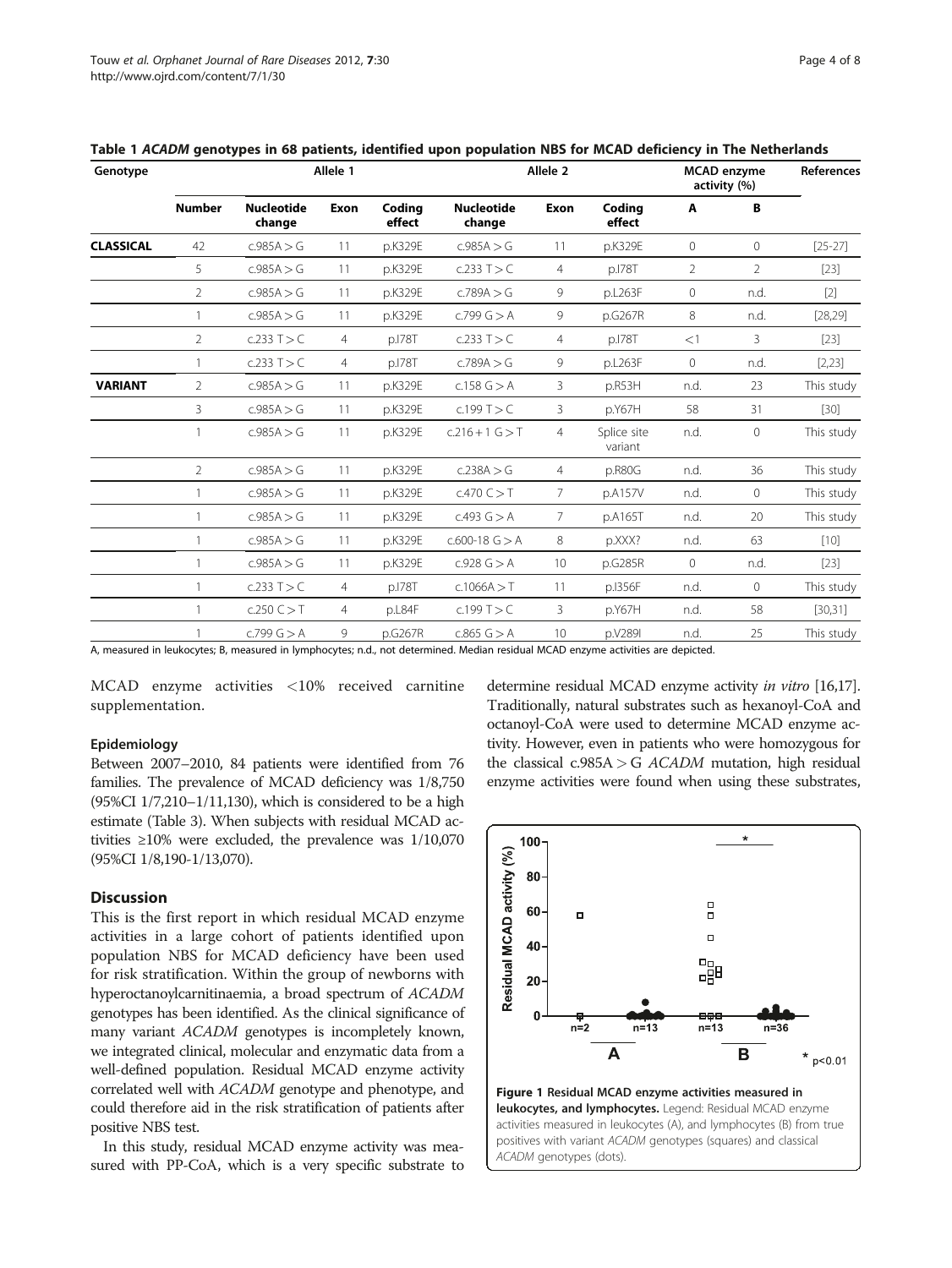**Table 1 *ACADM* genotypes in 68 patients, identified upon population NBS for MCAD deficiency in The Netherlands**

| Genotype | | Allele 1 | | | Allele 2 | | | MCAD enzyme activity (%) | | References |
|---|---|---|---|---|---|---|---|---|---|---|
| | Number | Nucleotide change | Exon | Coding effect | Nucleotide change | Exon | Coding effect | A | B | |
| **CLASSICAL** | 42 | c.985A > G | 11 | p.K329E | c.985A > G | 11 | p.K329E | 0 | 0 | [25-27] |
| | 5 | c.985A > G | 11 | p.K329E | c.233 T > C | 4 | p.I78T | 2 | 2 | [23] |
| | 2 | c.985A > G | 11 | p.K329E | c.789A > G | 9 | p.L263F | 0 | n.d. | [2] |
| | 1 | c.985A > G | 11 | p.K329E | c.799 G > A | 9 | p.G267R | 8 | n.d. | [28,29] |
| | 2 | c.233 T > C | 4 | p.I78T | c.233 T > C | 4 | p.I78T | <1 | 3 | [23] |
| | 1 | c.233 T > C | 4 | p.I78T | c.789A > G | 9 | p.L263F | 0 | n.d. | [2,23] |
| **VARIANT** | 2 | c.985A > G | 11 | p.K329E | c.158 G > A | 3 | p.R53H | n.d. | 23 | This study |
| | 3 | c.985A > G | 11 | p.K329E | c.199 T > C | 3 | p.Y67H | 58 | 31 | [30] |
| | 1 | c.985A > G | 11 | p.K329E | c.216 + 1 G > T | 4 | Splice site variant | n.d. | 0 | This study |
| | 2 | c.985A > G | 11 | p.K329E | c.238A > G | 4 | p.R80G | n.d. | 36 | This study |
| | 1 | c.985A > G | 11 | p.K329E | c.470 C > T | 7 | p.A157V | n.d. | 0 | This study |
| | 1 | c.985A > G | 11 | p.K329E | c.493 G > A | 7 | p.A165T | n.d. | 20 | This study |
| | 1 | c.985A > G | 11 | p.K329E | c.600-18 G > A | 8 | p.XXX? | n.d. | 63 | [10] |
| | 1 | c.985A > G | 11 | p.K329E | c.928 G > A | 10 | p.G285R | 0 | n.d. | [23] |
| | 1 | c.233 T > C | 4 | p.I78T | c.1066A > T | 11 | p.I356F | n.d. | 0 | This study |
| | 1 | c.250 C > T | 4 | p.L84F | c.199 T > C | 3 | p.Y67H | n.d. | 58 | [30,31] |
| | 1 | c.799 G > A | 9 | p.G267R | c.865 G > A | 10 | p.V289I | n.d. | 25 | This study |

A, measured in leukocytes; B, measured in lymphocytes; n.d., not determined. Median residual MCAD enzyme activities are depicted.

MCAD enzyme activities <10% received carnitine supplementation.

### Epidemiology

Between 2007–2010, 84 patients were identified from 76 families. The prevalence of MCAD deficiency was 1/8,750 (95%CI 1/7,210–1/11,130), which is considered to be a high estimate (Table 3). When subjects with residual MCAD activities ≥10% were excluded, the prevalence was 1/10,070 (95%CI 1/8,190-1/13,070).

## Discussion

This is the first report in which residual MCAD enzyme activities in a large cohort of patients identified upon population NBS for MCAD deficiency have been used for risk stratification. Within the group of newborns with hyperoctanoylcarnitinaemia, a broad spectrum of *ACADM* genotypes has been identified. As the clinical significance of many variant *ACADM* genotypes is incompletely known, we integrated clinical, molecular and enzymatic data from a well-defined population. Residual MCAD enzyme activity correlated well with *ACADM* genotype and phenotype, and could therefore aid in the risk stratification of patients after positive NBS test.

In this study, residual MCAD enzyme activity was measured with PP-CoA, which is a very specific substrate to determine residual MCAD enzyme activity *in vitro* [16,17]. Traditionally, natural substrates such as hexanoyl-CoA and octanoyl-CoA were used to determine MCAD enzyme activity. However, even in patients who were homozygous for the classical c.985A > G *ACADM* mutation, high residual enzyme activities were found when using these substrates,

**Figure 1 Residual MCAD enzyme activities measured in leukocytes, and lymphocytes.** Legend: Residual MCAD enzyme activities measured in leukocytes (A), and lymphocytes (B) from true positives with variant *ACADM* genotypes (squares) and classical *ACADM* genotypes (dots).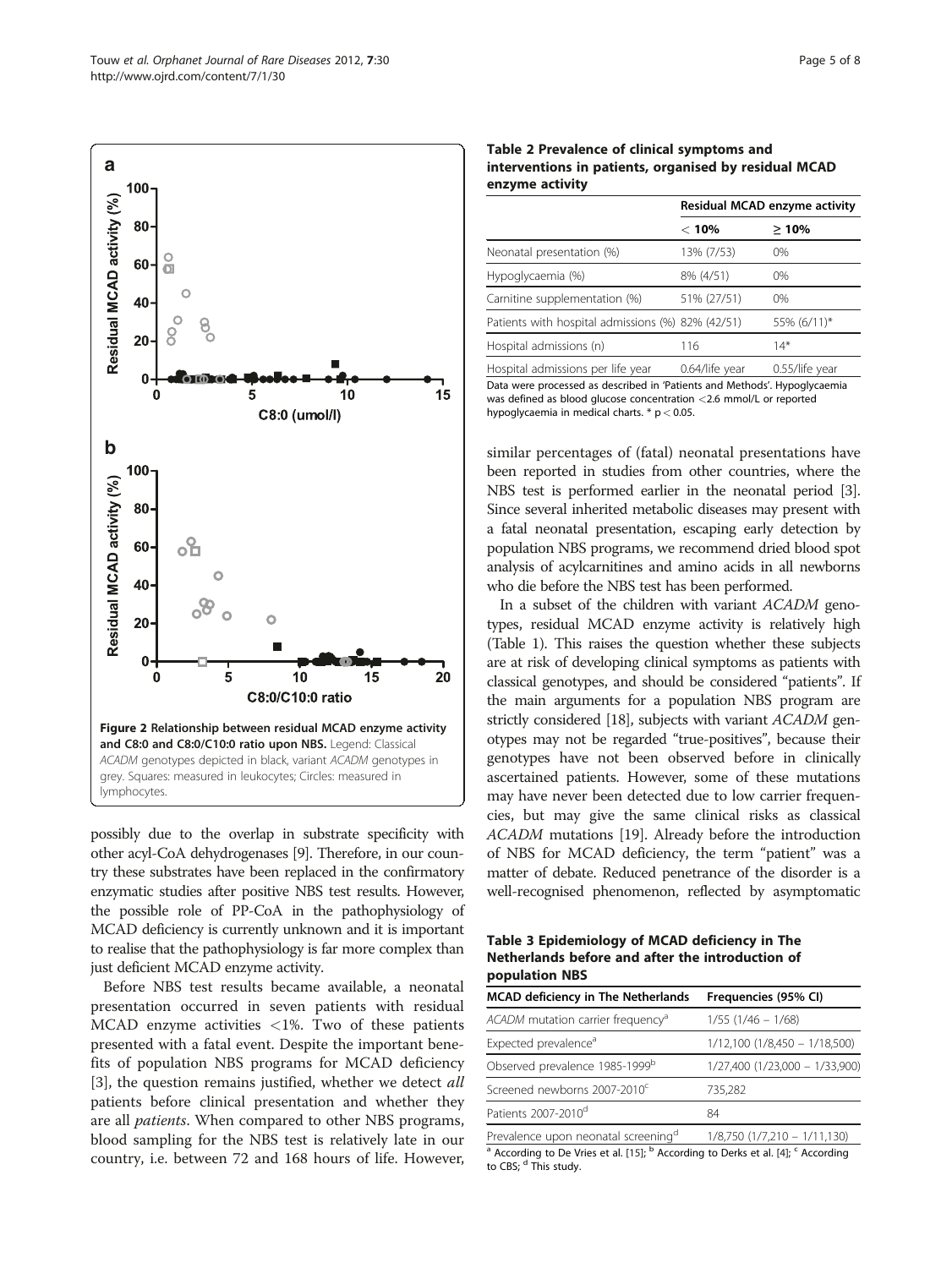Figure 2 Relationship between residual MCAD enzyme activity and C8:0 and C8:0/C10:0 ratio upon NBS. Legend: Classical *ACADM* genotypes depicted in black, variant *ACADM* genotypes in grey. Squares: measured in leukocytes; Circles: measured in lymphocytes.

possibly due to the overlap in substrate specificity with other acyl-CoA dehydrogenases [9]. Therefore, in our country these substrates have been replaced in the confirmatory enzymatic studies after positive NBS test results. However, the possible role of PP-CoA in the pathophysiology of MCAD deficiency is currently unknown and it is important to realise that the pathophysiology is far more complex than just deficient MCAD enzyme activity.

Before NBS test results became available, a neonatal presentation occurred in seven patients with residual MCAD enzyme activities <1%. Two of these patients presented with a fatal event. Despite the important benefits of population NBS programs for MCAD deficiency [3], the question remains justified, whether we detect *all* patients before clinical presentation and whether they are all *patients*. When compared to other NBS programs, blood sampling for the NBS test is relatively late in our country, i.e. between 72 and 168 hours of life. However,

**Table 2 Prevalence of clinical symptoms and interventions in patients, organised by residual MCAD enzyme activity**

| | Residual MCAD enzyme activity | |
|---|---|---|
| | < 10% | ≥ 10% |
| Neonatal presentation (%) | 13% (7/53) | 0% |
| Hypoglycaemia (%) | 8% (4/51) | 0% |
| Carnitine supplementation (%) | 51% (27/51) | 0% |
| Patients with hospital admissions (%) | 82% (42/51) | 55% (6/11)* |
| Hospital admissions (n) | 116 | 14* |
| Hospital admissions per life year | 0.64/life year | 0.55/life year |

Data were processed as described in 'Patients and Methods'. Hypoglycaemia was defined as blood glucose concentration <2.6 mmol/L or reported hypoglycaemia in medical charts. * $p < 0.05$.

similar percentages of (fatal) neonatal presentations have been reported in studies from other countries, where the NBS test is performed earlier in the neonatal period [3]. Since several inherited metabolic diseases may present with a fatal neonatal presentation, escaping early detection by population NBS programs, we recommend dried blood spot analysis of acylcarnitines and amino acids in all newborns who die before the NBS test has been performed.

In a subset of the children with variant *ACADM* genotypes, residual MCAD enzyme activity is relatively high (Table 1). This raises the question whether these subjects are at risk of developing clinical symptoms as patients with classical genotypes, and should be considered "patients". If the main arguments for a population NBS program are strictly considered [18], subjects with variant *ACADM* genotypes may not be regarded "true-positives", because their genotypes have not been observed before in clinically ascertained patients. However, some of these mutations may have never been detected due to low carrier frequencies, but may give the same clinical risks as classical *ACADM* mutations [19]. Already before the introduction of NBS for MCAD deficiency, the term "patient" was a matter of debate. Reduced penetrance of the disorder is a well-recognised phenomenon, reflected by asymptomatic

**Table 3 Epidemiology of MCAD deficiency in The Netherlands before and after the introduction of population NBS**

| MCAD deficiency in The Netherlands | Frequencies (95% CI) |
|---|---|
| *ACADM* mutation carrier frequency[a] | 1/55 (1/46 – 1/68) |
| Expected prevalence[a] | 1/12,100 (1/8,450 – 1/18,500) |
| Observed prevalence 1985-1999[b] | 1/27,400 (1/23,000 – 1/33,900) |
| Screened newborns 2007-2010[c] | 735,282 |
| Patients 2007-2010[d] | 84 |
| Prevalence upon neonatal screening[d] | 1/8,750 (1/7,210 – 1/11,130) |

[a] According to De Vries et al. [15]; [b] According to Derks et al. [4]; [c] According to CBS; [d] This study.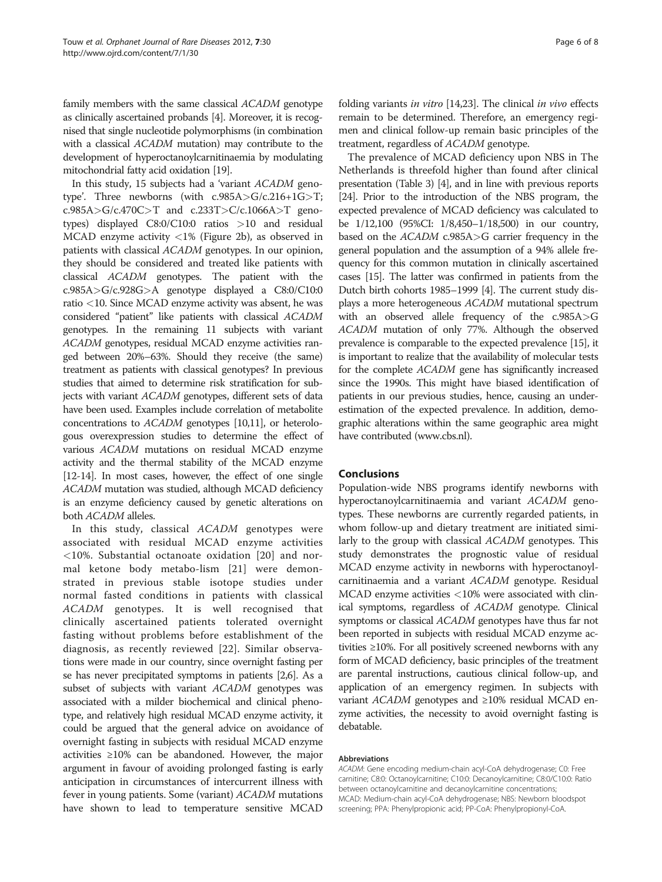family members with the same classical *ACADM* genotype as clinically ascertained probands [4]. Moreover, it is recognised that single nucleotide polymorphisms (in combination with a classical *ACADM* mutation) may contribute to the development of hyperoctanoylcarnitinaemia by modulating mitochondrial fatty acid oxidation [19].

In this study, 15 subjects had a 'variant *ACADM* genotype'. Three newborns (with c.985A>G/c.216+1G>T; c.985A>G/c.470C>T and c.233T>C/c.1066A>T genotypes) displayed C8:0/C10:0 ratios >10 and residual MCAD enzyme activity <1% (Figure 2b), as observed in patients with classical *ACADM* genotypes. In our opinion, they should be considered and treated like patients with classical *ACADM* genotypes. The patient with the c.985A>G/c.928G>A genotype displayed a C8:0/C10:0 ratio <10. Since MCAD enzyme activity was absent, he was considered "patient" like patients with classical *ACADM* genotypes. In the remaining 11 subjects with variant *ACADM* genotypes, residual MCAD enzyme activities ranged between 20%–63%. Should they receive (the same) treatment as patients with classical genotypes? In previous studies that aimed to determine risk stratification for subjects with variant *ACADM* genotypes, different sets of data have been used. Examples include correlation of metabolite concentrations to *ACADM* genotypes [10,11], or heterologous overexpression studies to determine the effect of various *ACADM* mutations on residual MCAD enzyme activity and the thermal stability of the MCAD enzyme [12-14]. In most cases, however, the effect of one single *ACADM* mutation was studied, although MCAD deficiency is an enzyme deficiency caused by genetic alterations on both *ACADM* alleles.

In this study, classical *ACADM* genotypes were associated with residual MCAD enzyme activities <10%. Substantial octanoate oxidation [20] and normal ketone body metabo-lism [21] were demonstrated in previous stable isotope studies under normal fasted conditions in patients with classical *ACADM* genotypes. It is well recognised that clinically ascertained patients tolerated overnight fasting without problems before establishment of the diagnosis, as recently reviewed [22]. Similar observations were made in our country, since overnight fasting per se has never precipitated symptoms in patients [2,6]. As a subset of subjects with variant *ACADM* genotypes was associated with a milder biochemical and clinical phenotype, and relatively high residual MCAD enzyme activity, it could be argued that the general advice on avoidance of overnight fasting in subjects with residual MCAD enzyme activities ≥10% can be abandoned. However, the major argument in favour of avoiding prolonged fasting is early anticipation in circumstances of intercurrent illness with fever in young patients. Some (variant) *ACADM* mutations have shown to lead to temperature sensitive MCAD folding variants *in vitro* [14,23]. The clinical *in vivo* effects remain to be determined. Therefore, an emergency regimen and clinical follow-up remain basic principles of the treatment, regardless of *ACADM* genotype.

The prevalence of MCAD deficiency upon NBS in The Netherlands is threefold higher than found after clinical presentation (Table 3) [4], and in line with previous reports [24]. Prior to the introduction of the NBS program, the expected prevalence of MCAD deficiency was calculated to be 1/12,100 (95%CI: 1/8,450–1/18,500) in our country, based on the *ACADM* c.985A>G carrier frequency in the general population and the assumption of a 94% allele frequency for this common mutation in clinically ascertained cases [15]. The latter was confirmed in patients from the Dutch birth cohorts 1985–1999 [4]. The current study displays a more heterogeneous *ACADM* mutational spectrum with an observed allele frequency of the c.985A>G *ACADM* mutation of only 77%. Although the observed prevalence is comparable to the expected prevalence [15], it is important to realize that the availability of molecular tests for the complete *ACADM* gene has significantly increased since the 1990s. This might have biased identification of patients in our previous studies, hence, causing an underestimation of the expected prevalence. In addition, demographic alterations within the same geographic area might have contributed (www.cbs.nl).

## Conclusions

Population-wide NBS programs identify newborns with hyperoctanoylcarnitinaemia and variant *ACADM* genotypes. These newborns are currently regarded patients, in whom follow-up and dietary treatment are initiated similarly to the group with classical *ACADM* genotypes. This study demonstrates the prognostic value of residual MCAD enzyme activity in newborns with hyperoctanoylcarnitinaemia and a variant *ACADM* genotype. Residual MCAD enzyme activities <10% were associated with clinical symptoms, regardless of *ACADM* genotype. Clinical symptoms or classical *ACADM* genotypes have thus far not been reported in subjects with residual MCAD enzyme activities ≥10%. For all positively screened newborns with any form of MCAD deficiency, basic principles of the treatment are parental instructions, cautious clinical follow-up, and application of an emergency regimen. In subjects with variant *ACADM* genotypes and ≥10% residual MCAD enzyme activities, the necessity to avoid overnight fasting is debatable.

#### Abbreviations

*ACADM*: Gene encoding medium-chain acyl-CoA dehydrogenase; C0: Free carnitine; C8:0: Octanoylcarnitine; C10:0: Decanoylcarnitine; C8:0/C10:0: Ratio between octanoylcarnitine and decanoylcarnitine concentrations; MCAD: Medium-chain acyl-CoA dehydrogenase; NBS: Newborn bloodspot screening; PPA: Phenylpropionic acid; PP-CoA: Phenylpropionyl-CoA.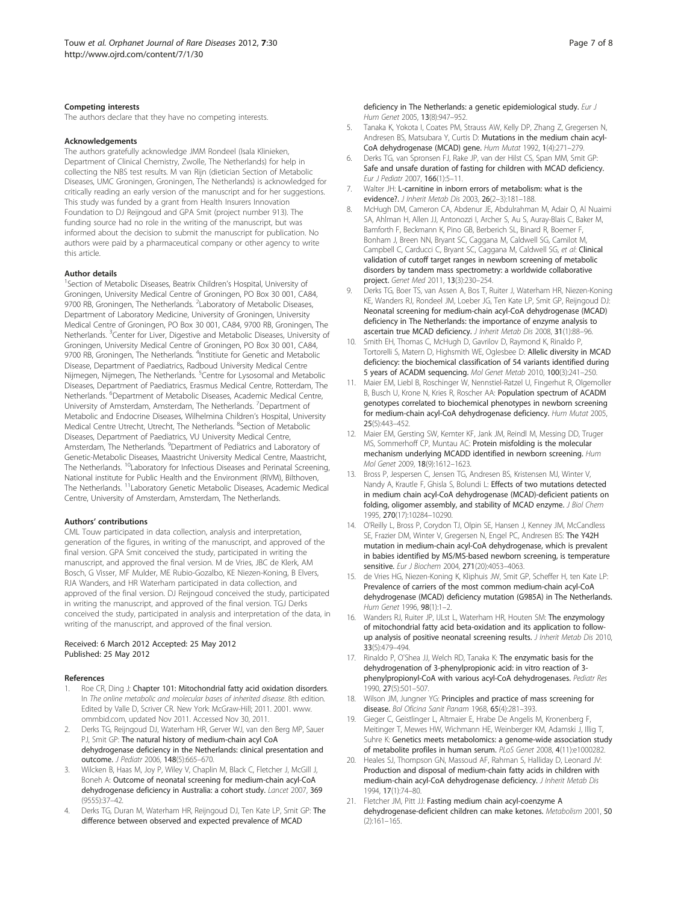### Competing interests

The authors declare that they have no competing interests.

### Acknowledgements

The authors gratefully acknowledge JMM Rondeel (Isala Klinieken, Department of Clinical Chemistry, Zwolle, The Netherlands) for help in collecting the NBS test results. M van Rijn (dietician Section of Metabolic Diseases, UMC Groningen, Groningen, The Netherlands) is acknowledged for critically reading an early version of the manuscript and for her suggestions. This study was funded by a grant from Health Insurers Innovation Foundation to DJ Reijngoud and GPA Smit (project number 913). The funding source had no role in the writing of the manuscript, but was informed about the decision to submit the manuscript for publication. No authors were paid by a pharmaceutical company or other agency to write this article.

### Author details

[1]Section of Metabolic Diseases, Beatrix Children's Hospital, University of Groningen, University Medical Centre of Groningen, PO Box 30 001, CA84, 9700 RB, Groningen, The Netherlands. [2]Laboratory of Metabolic Diseases, Department of Laboratory Medicine, University of Groningen, University Medical Centre of Groningen, PO Box 30 001, CA84, 9700 RB, Groningen, The Netherlands. [3]Center for Liver, Digestive and Metabolic Diseases, University of Groningen, University Medical Centre of Groningen, PO Box 30 001, CA84, 9700 RB, Groningen, The Netherlands. [4]Institute for Genetic and Metabolic Disease, Department of Paediatrics, Radboud University Medical Centre Nijmegen, Nijmegen, The Netherlands. [5]Centre for Lysosomal and Metabolic Diseases, Department of Paediatrics, Erasmus Medical Centre, Rotterdam, The Netherlands. [6]Department of Metabolic Diseases, Academic Medical Centre, University of Amsterdam, Amsterdam, The Netherlands. [7]Department of Metabolic and Endocrine Diseases, Wilhelmina Children's Hospital, University Medical Centre Utrecht, Utrecht, The Netherlands. [8]Section of Metabolic Diseases, Department of Paediatrics, VU University Medical Centre, Amsterdam, The Netherlands. [9]Department of Pediatrics and Laboratory of Genetic-Metabolic Diseases, Maastricht University Medical Centre, Maastricht, The Netherlands. [10]Laboratory for Infectious Diseases and Perinatal Screening, National institute for Public Health and the Environment (RIVM), Bilthoven, The Netherlands. [11]Laboratory Genetic Metabolic Diseases, Academic Medical Centre, University of Amsterdam, Amsterdam, The Netherlands.

### Authors' contributions

CML Touw participated in data collection, analysis and interpretation, generation of the figures, in writing of the manuscript, and approved of the final version. GPA Smit conceived the study, participated in writing the manuscript, and approved the final version. M de Vries, JBC de Klerk, AM Bosch, G Visser, MF Mulder, ME Rubio-Gozalbo, KE Niezen-Koning, B Elvers, RJA Wanders, and HR Waterham participated in data collection, and approved of the final version. DJ Reijngoud conceived the study, participated in writing the manuscript, and approved of the final version. TGJ Derks conceived the study, participated in analysis and interpretation of the data, in writing of the manuscript, and approved of the final version.

Received: 6 March 2012 Accepted: 25 May 2012
Published: 25 May 2012

### References

1. Roe CR, Ding J: **Chapter 101: Mitochondrial fatty acid oxidation disorders**. In *The online metabolic and molecular bases of inherited disease*. 8th edition. Edited by Valle D, Scriver CR. New York: McGraw-Hill; 2011. 2001. www.ommbid.com, updated Nov 2011. Accessed Nov 30, 2011.
2. Derks TG, Reijngoud DJ, Waterham HR, Gerver WJ, van den Berg MP, Sauer PJ, Smit GP: **The natural history of medium-chain acyl CoA dehydrogenase deficiency in the Netherlands: clinical presentation and outcome.** *J Pediatr* 2006, **148**(5):665–670.
3. Wilcken B, Haas M, Joy P, Wiley V, Chaplin M, Black C, Fletcher J, McGill J, Boneh A: **Outcome of neonatal screening for medium-chain acyl-CoA dehydrogenase deficiency in Australia: a cohort study.** *Lancet* 2007, **369** (9555):37–42.
4. Derks TG, Duran M, Waterham HR, Reijngoud DJ, Ten Kate LP, Smit GP: **The difference between observed and expected prevalence of MCAD deficiency in The Netherlands: a genetic epidemiological study.** *Eur J Hum Genet* 2005, **13**(8):947–952.
5. Tanaka K, Yokota I, Coates PM, Strauss AW, Kelly DP, Zhang Z, Gregersen N, Andresen BS, Matsubara Y, Curtis D: **Mutations in the medium chain acyl-CoA dehydrogenase (MCAD) gene.** *Hum Mutat* 1992, **1**(4):271–279.
6. Derks TG, van Spronsen FJ, Rake JP, van der Hilst CS, Span MM, Smit GP: **Safe and unsafe duration of fasting for children with MCAD deficiency.** *Eur J Pediatr* 2007, **166**(1):5–11.
7. Walter JH: **L-carnitine in inborn errors of metabolism: what is the evidence?.** *J Inherit Metab Dis* 2003, **26**(2–3):181–188.
8. McHugh DM, Cameron CA, Abdenur JE, Abdulrahman M, Adair O, Al Nuaimi SA, Ahlman H, Allen JJ, Antonozzi I, Archer S, Au S, Auray-Blais C, Baker M, Bamforth F, Beckmann K, Pino GB, Berberich SL, Binard R, Boemer F, Bonham J, Breen NN, Bryant SC, Caggana M, Caldwell SG, Camilot M, Campbell C, Carducci C, Bryant SC, Caggana M, Caldwell SG, *et al*: **Clinical validation of cutoff target ranges in newborn screening of metabolic disorders by tandem mass spectrometry: a worldwide collaborative project.** *Genet Med* 2011, **13**(3):230–254.
9. Derks TG, Boer TS, van Assen A, Bos T, Ruiter J, Waterham HR, Niezen-Koning KE, Wanders RJ, Rondeel JM, Loeber JG, Ten Kate LP, Smit GP, Reijngoud DJ: **Neonatal screening for medium-chain acyl-CoA dehydrogenase (MCAD) deficiency in The Netherlands: the importance of enzyme analysis to ascertain true MCAD deficiency.** *J Inherit Metab Dis* 2008, **31**(1):88–96.
10. Smith EH, Thomas C, McHugh D, Gavrilov D, Raymond K, Rinaldo P, Tortorelli S, Matern D, Highsmith WE, Oglesbee D: **Allelic diversity in MCAD deficiency: the biochemical classification of 54 variants identified during 5 years of ACADM sequencing.** *Mol Genet Metab* 2010, **100**(3):241–250.
11. Maier EM, Liebl B, Roschinger W, Nennstiel-Ratzel U, Fingerhut R, Olgemoller B, Busch U, Krone N, Kries R, Roscher AA: **Population spectrum of ACADM genotypes correlated to biochemical phenotypes in newborn screening for medium-chain acyl-CoA dehydrogenase deficiency.** *Hum Mutat* 2005, **25**(5):443–452.
12. Maier EM, Gersting SW, Kemter KF, Jank JM, Reindl M, Messing DD, Truger MS, Sommerhoff CP, Muntau AC: **Protein misfolding is the molecular mechanism underlying MCADD identified in newborn screening.** *Hum Mol Genet* 2009, **18**(9):1612–1623.
13. Bross P, Jespersen C, Jensen TG, Andresen BS, Kristensen MJ, Winter V, Nandy A, Krautle F, Ghisla S, Bolundi L: **Effects of two mutations detected in medium chain acyl-CoA dehydrogenase (MCAD)-deficient patients on folding, oligomer assembly, and stability of MCAD enzyme.** *J Biol Chem* 1995, **270**(17):10284–10290.
14. O'Reilly L, Bross P, Corydon TJ, Olpin SE, Hansen J, Kenney JM, McCandless SE, Frazier DM, Winter V, Gregersen N, Engel PC, Andresen BS: **The Y42H mutation in medium-chain acyl-CoA dehydrogenase, which is prevalent in babies identified by MS/MS-based newborn screening, is temperature sensitive.** *Eur J Biochem* 2004, **271**(20):4053–4063.
15. de Vries HG, Niezen-Koning K, Kliphuis JW, Smit GP, Scheffer H, ten Kate LP: **Prevalence of carriers of the most common medium-chain acyl-CoA dehydrogenase (MCAD) deficiency mutation (G985A) in The Netherlands.** *Hum Genet* 1996, **98**(1):1–2.
16. Wanders RJ, Ruiter JP, IJLst L, Waterham HR, Houten SM: **The enzymology of mitochondrial fatty acid beta-oxidation and its application to follow-up analysis of positive neonatal screening results.** *J Inherit Metab Dis* 2010, **33**(5):479–494.
17. Rinaldo P, O'Shea JJ, Welch RD, Tanaka K: **The enzymatic basis for the dehydrogenation of 3-phenylpropionic acid: in vitro reaction of 3-phenylpropionyl-CoA with various acyl-CoA dehydrogenases.** *Pediatr Res* 1990, **27**(5):501–507.
18. Wilson JM, Jungner YG: **Principles and practice of mass screening for disease.** *Bol Oficina Sanit Panam* 1968, **65**(4):281–393.
19. Gieger C, Geistlinger L, Altmaier E, Hrabe De Angelis M, Kronenberg F, Meitinger T, Mewes HW, Wichmann HE, Weinberger KM, Adamski J, Illig T, Suhre K: **Genetics meets metabolomics: a genome-wide association study of metabolite profiles in human serum.** *PLoS Genet* 2008, **4**(11):e1000282.
20. Heales SJ, Thompson GN, Massoud AF, Rahman S, Halliday D, Leonard JV: **Production and disposal of medium-chain fatty acids in children with medium-chain acyl-CoA dehydrogenase deficiency.** *J Inherit Metab Dis* 1994, **17**(1):74–80.
21. Fletcher JM, Pitt JJ: **Fasting medium chain acyl-coenzyme A dehydrogenase-deficient children can make ketones.** *Metabolism* 2001, **50** (2):161–165.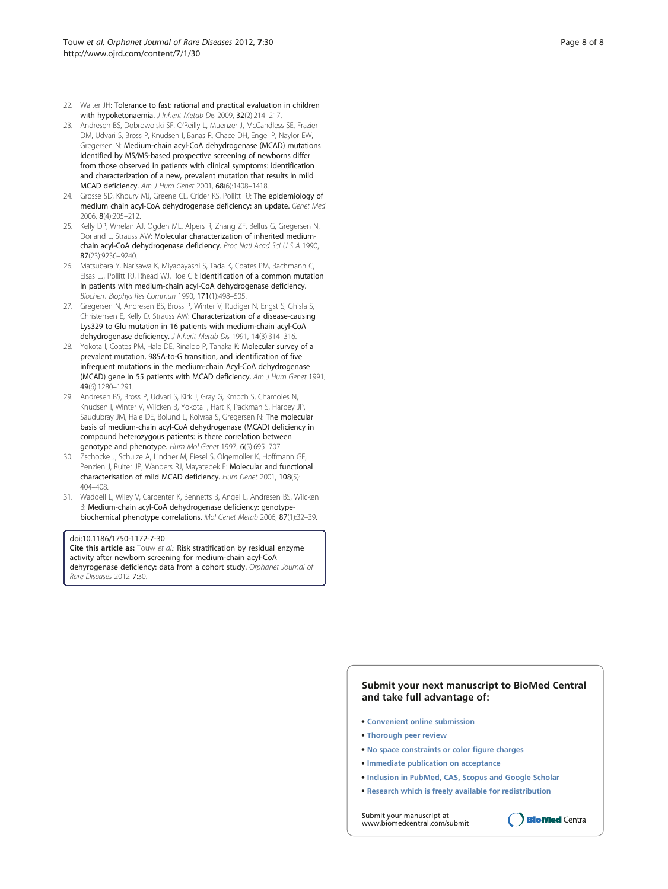22. Walter JH: **Tolerance to fast: rational and practical evaluation in children with hypoketonaemia.** *J Inherit Metab Dis* 2009, **32**(2):214–217.
23. Andresen BS, Dobrowolski SF, O'Reilly L, Muenzer J, McCandless SE, Frazier DM, Udvari S, Bross P, Knudsen I, Banas R, Chace DH, Engel P, Naylor EW, Gregersen N: **Medium-chain acyl-CoA dehydrogenase (MCAD) mutations identified by MS/MS-based prospective screening of newborns differ from those observed in patients with clinical symptoms: identification and characterization of a new, prevalent mutation that results in mild MCAD deficiency.** *Am J Hum Genet* 2001, **68**(6):1408–1418.
24. Grosse SD, Khoury MJ, Greene CL, Crider KS, Pollitt RJ: **The epidemiology of medium chain acyl-CoA dehydrogenase deficiency: an update.** *Genet Med* 2006, **8**(4):205–212.
25. Kelly DP, Whelan AJ, Ogden ML, Alpers R, Zhang ZF, Bellus G, Gregersen N, Dorland L, Strauss AW: **Molecular characterization of inherited medium-chain acyl-CoA dehydrogenase deficiency.** *Proc Natl Acad Sci U S A* 1990, **87**(23):9236–9240.
26. Matsubara Y, Narisawa K, Miyabayashi S, Tada K, Coates PM, Bachmann C, Elsas LJ, Pollitt RJ, Rhead WJ, Roe CR: **Identification of a common mutation in patients with medium-chain acyl-CoA dehydrogenase deficiency.** *Biochem Biophys Res Commun* 1990, **171**(1):498–505.
27. Gregersen N, Andresen BS, Bross P, Winter V, Rudiger N, Engst S, Ghisla S, Christensen E, Kelly D, Strauss AW: **Characterization of a disease-causing Lys329 to Glu mutation in 16 patients with medium-chain acyl-CoA dehydrogenase deficiency.** *J Inherit Metab Dis* 1991, **14**(3):314–316.
28. Yokota I, Coates PM, Hale DE, Rinaldo P, Tanaka K: **Molecular survey of a prevalent mutation, 985A-to-G transition, and identification of five infrequent mutations in the medium-chain Acyl-CoA dehydrogenase (MCAD) gene in 55 patients with MCAD deficiency.** *Am J Hum Genet* 1991, **49**(6):1280–1291.
29. Andresen BS, Bross P, Udvari S, Kirk J, Gray G, Kmoch S, Chamoles N, Knudsen I, Winter V, Wilcken B, Yokota I, Hart K, Packman S, Harpey JP, Saudubray JM, Hale DE, Bolund L, Kolvraa S, Gregersen N: **The molecular basis of medium-chain acyl-CoA dehydrogenase (MCAD) deficiency in compound heterozygous patients: is there correlation between genotype and phenotype.** *Hum Mol Genet* 1997, **6**(5):695–707.
30. Zschocke J, Schulze A, Lindner M, Fiesel S, Olgemoller K, Hoffmann GF, Penzien J, Ruiter JP, Wanders RJ, Mayatepek E: **Molecular and functional characterisation of mild MCAD deficiency.** *Hum Genet* 2001, **108**(5): 404–408.
31. Waddell L, Wiley V, Carpenter K, Bennetts B, Angel L, Andresen BS, Wilcken B: **Medium-chain acyl-CoA dehydrogenase deficiency: genotype-biochemical phenotype correlations.** *Mol Genet Metab* 2006, **87**(1):32–39.

doi:10.1186/1750-1172-7-30

**Cite this article as:** Touw *et al.*: Risk stratification by residual enzyme activity after newborn screening for medium-chain acyl-CoA dehyrogenase deficiency: data from a cohort study. *Orphanet Journal of Rare Diseases* 2012 **7**:30.

**Submit your next manuscript to BioMed Central and take full advantage of:**

- **Convenient online submission**
- **Thorough peer review**
- **No space constraints or color figure charges**
- **Immediate publication on acceptance**
- **Inclusion in PubMed, CAS, Scopus and Google Scholar**
- **Research which is freely available for redistribution**

Submit your manuscript at
www.biomedcentral.com/submit

BioMed Central